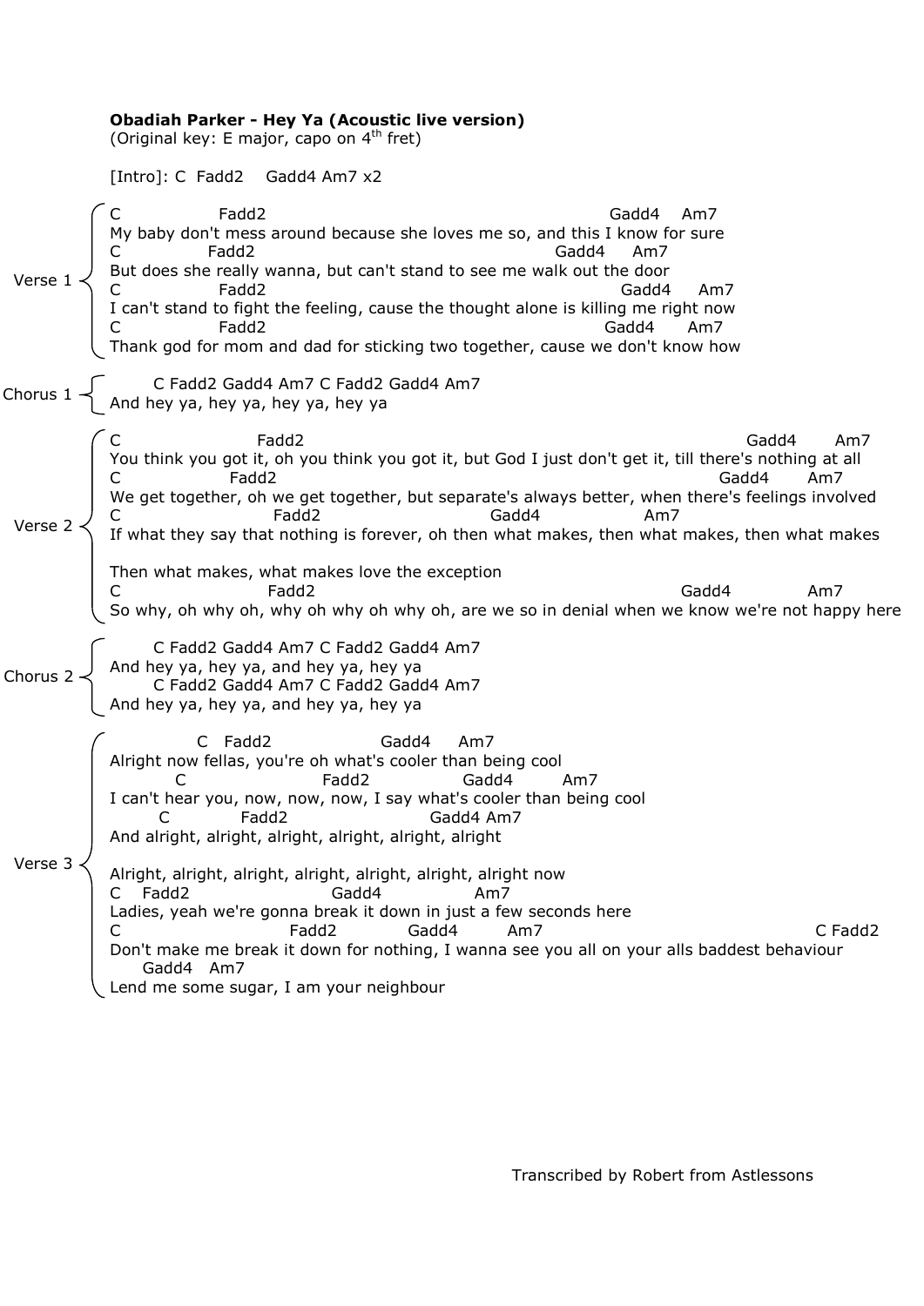**Obadiah Parker - Hey Ya (Acoustic live version)**
(Original key: E major, capo on 4th fret)

[Intro]: C  Fadd2    Gadd4 Am7 x2

Verse 1

```
C                Fadd2                                                  Gadd4    Am7
My baby don't mess around because she loves me so, and this I know for sure
C              Fadd2                                         Gadd4     Am7
But does she really wanna, but can't stand to see me walk out the door
C                Fadd2                                                    Gadd4     Am7
I can't stand to fight the feeling, cause the thought alone is killing me right now
C                Fadd2                                                Gadd4      Am7
Thank god for mom and dad for sticking two together, cause we don't know how
```

Chorus 1

```
       C Fadd2 Gadd4 Am7 C Fadd2 Gadd4 Am7
And hey ya, hey ya, hey ya, hey ya
```

Verse 2

```
C                        Fadd2                                                                        Gadd4       Am7
You think you got it, oh you think you got it, but God I just don't get it, till there's nothing at all
C                   Fadd2                                                                    Gadd4       Am7
We get together, oh we get together, but separate's always better, when there's feelings involved
C                             Fadd2                      Gadd4                Am7
If what they say that nothing is forever, oh then what makes, then what makes, then what makes

Then what makes, what makes love the exception
C                             Fadd2                                                      Gadd4             Am7
So why, oh why oh, why oh why oh why oh, are we so in denial when we know we're not happy here
```

Chorus 2

```
       C Fadd2 Gadd4 Am7 C Fadd2 Gadd4 Am7
And hey ya, hey ya, and hey ya, hey ya
       C Fadd2 Gadd4 Am7 C Fadd2 Gadd4 Am7
And hey ya, hey ya, and hey ya, hey ya
```

Verse 3

```
              C   Fadd2                 Gadd4     Am7
Alright now fellas, you're oh what's cooler than being cool
           C                       Fadd2               Gadd4        Am7
I can't hear you, now, now, now, I say what's cooler than being cool
         C            Fadd2                       Gadd4 Am7
And alright, alright, alright, alright, alright, alright

Alright, alright, alright, alright, alright, alright, alright now
C    Fadd2                      Gadd4                Am7
Ladies, yeah we're gonna break it down in just a few seconds here
C                            Fadd2            Gadd4         Am7                                     C Fadd2
Don't make me break it down for nothing, I wanna see you all on your alls baddest behaviour
      Gadd4   Am7
Lend me some sugar, I am your neighbour
```

Transcribed by Robert from Astlessons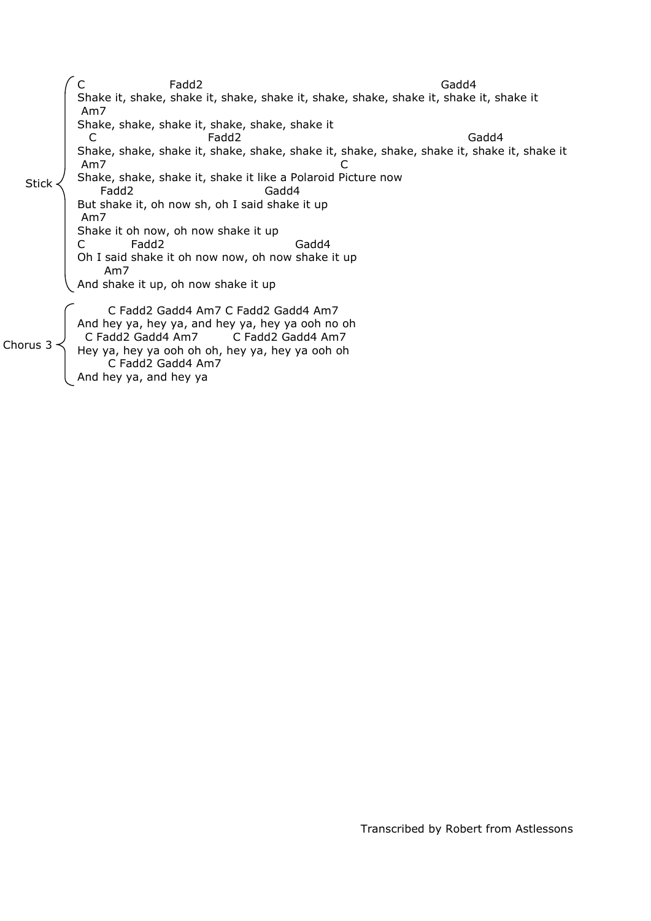**Stick**

```
C                   Fadd2                                                    Gadd4
Shake it, shake, shake it, shake, shake it, shake, shake, shake it, shake it, shake it
 Am7
Shake, shake, shake it, shake, shake, shake it
  C                          Fadd2                                                  Gadd4
Shake, shake, shake it, shake, shake, shake it, shake, shake, shake it, shake it, shake it
 Am7                                                      C
Shake, shake, shake it, shake it like a Polaroid Picture now
     Fadd2                            Gadd4
But shake it, oh now sh, oh I said shake it up
 Am7
Shake it oh now, oh now shake it up
C           Fadd2                              Gadd4
Oh I said shake it oh now now, oh now shake it up
      Am7
And shake it up, oh now shake it up
```

**Chorus 3**

```
       C Fadd2 Gadd4 Am7 C Fadd2 Gadd4 Am7
And hey ya, hey ya, and hey ya, hey ya ooh no oh
  C Fadd2 Gadd4 Am7         C Fadd2 Gadd4 Am7
Hey ya, hey ya ooh oh oh, hey ya, hey ya ooh oh
       C Fadd2 Gadd4 Am7
And hey ya, and hey ya
```

Transcribed by Robert from Astlessons